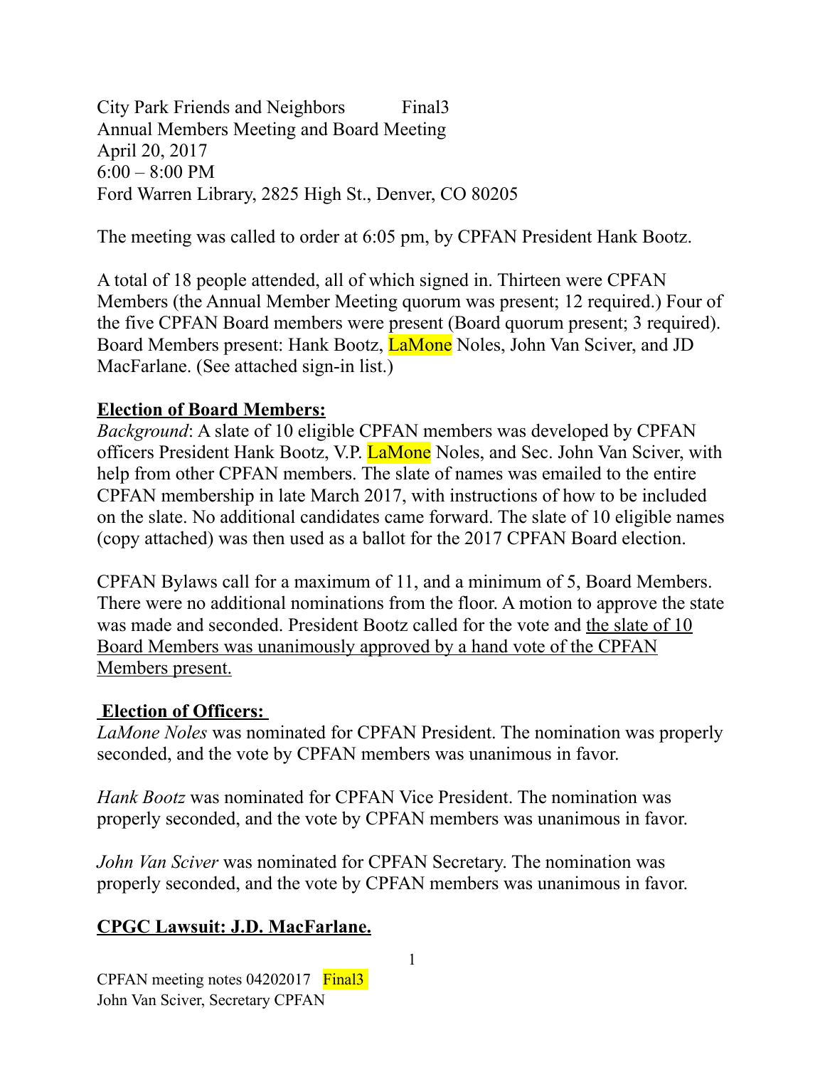City Park Friends and Neighbors Final3
Annual Members Meeting and Board Meeting
April 20, 2017
6:00 – 8:00 PM
Ford Warren Library, 2825 High St., Denver, CO 80205

The meeting was called to order at 6:05 pm, by CPFAN President Hank Bootz.

A total of 18 people attended, all of which signed in. Thirteen were CPFAN Members (the Annual Member Meeting quorum was present; 12 required.) Four of the five CPFAN Board members were present (Board quorum present; 3 required). Board Members present: Hank Bootz, LaMone Noles, John Van Sciver, and JD MacFarlane. (See attached sign-in list.)

**Election of Board Members:**

*Background*: A slate of 10 eligible CPFAN members was developed by CPFAN officers President Hank Bootz, V.P. LaMone Noles, and Sec. John Van Sciver, with help from other CPFAN members. The slate of names was emailed to the entire CPFAN membership in late March 2017, with instructions of how to be included on the slate. No additional candidates came forward. The slate of 10 eligible names (copy attached) was then used as a ballot for the 2017 CPFAN Board election.

CPFAN Bylaws call for a maximum of 11, and a minimum of 5, Board Members. There were no additional nominations from the floor. A motion to approve the state was made and seconded. President Bootz called for the vote and the slate of 10 Board Members was unanimously approved by a hand vote of the CPFAN Members present.

**Election of Officers:**

*LaMone Noles* was nominated for CPFAN President. The nomination was properly seconded, and the vote by CPFAN members was unanimous in favor.

*Hank Bootz* was nominated for CPFAN Vice President. The nomination was properly seconded, and the vote by CPFAN members was unanimous in favor.

*John Van Sciver* was nominated for CPFAN Secretary. The nomination was properly seconded, and the vote by CPFAN members was unanimous in favor.

**CPGC Lawsuit: J.D. MacFarlane.**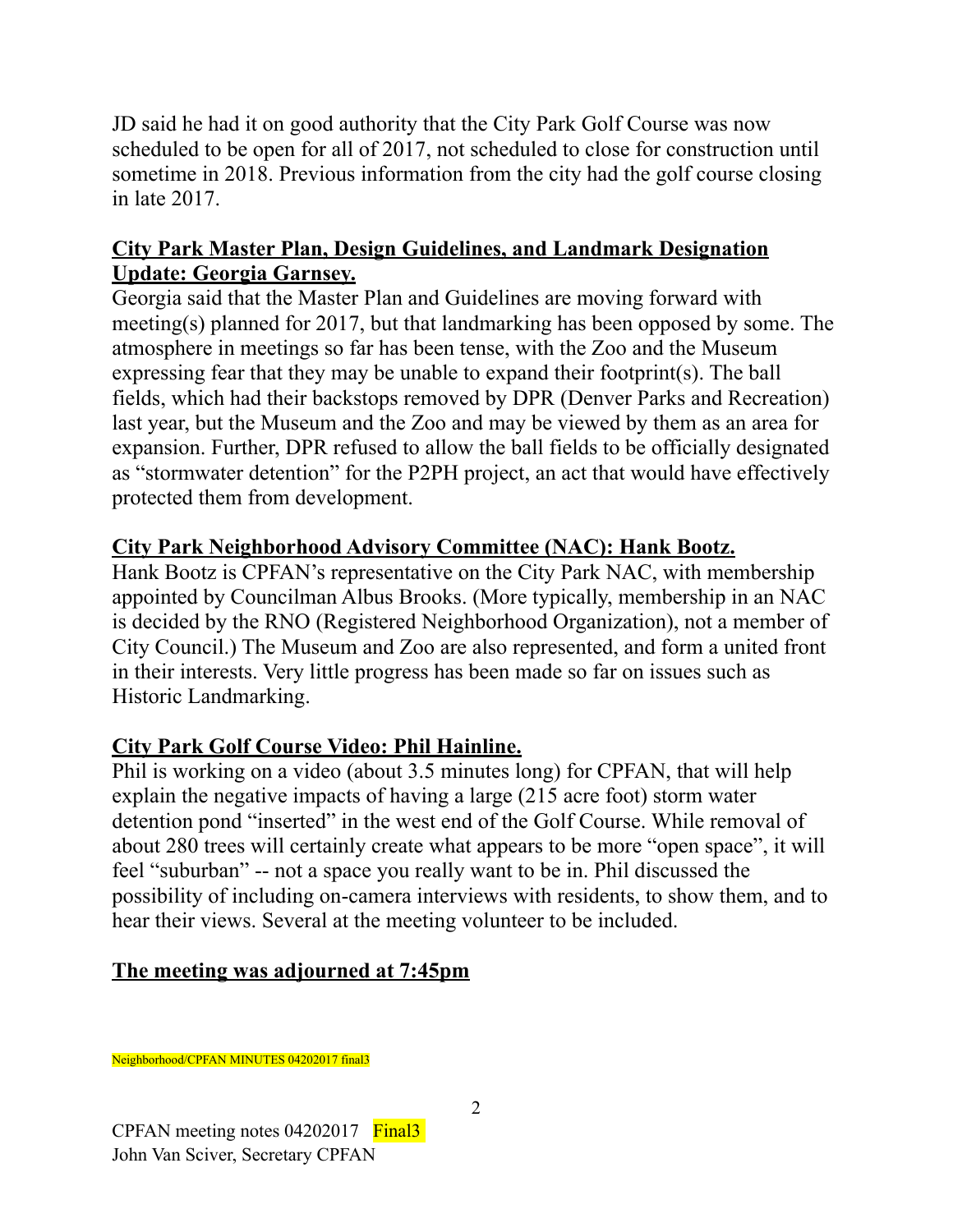JD said he had it on good authority that the City Park Golf Course was now scheduled to be open for all of 2017, not scheduled to close for construction until sometime in 2018. Previous information from the city had the golf course closing in late 2017.

**City Park Master Plan, Design Guidelines, and Landmark Designation Update: Georgia Garnsey.**

Georgia said that the Master Plan and Guidelines are moving forward with meeting(s) planned for 2017, but that landmarking has been opposed by some. The atmosphere in meetings so far has been tense, with the Zoo and the Museum expressing fear that they may be unable to expand their footprint(s). The ball fields, which had their backstops removed by DPR (Denver Parks and Recreation) last year, but the Museum and the Zoo and may be viewed by them as an area for expansion. Further, DPR refused to allow the ball fields to be officially designated as "stormwater detention" for the P2PH project, an act that would have effectively protected them from development.

**City Park Neighborhood Advisory Committee (NAC): Hank Bootz.**

Hank Bootz is CPFAN's representative on the City Park NAC, with membership appointed by Councilman Albus Brooks. (More typically, membership in an NAC is decided by the RNO (Registered Neighborhood Organization), not a member of City Council.) The Museum and Zoo are also represented, and form a united front in their interests. Very little progress has been made so far on issues such as Historic Landmarking.

**City Park Golf Course Video: Phil Hainline.**

Phil is working on a video (about 3.5 minutes long) for CPFAN, that will help explain the negative impacts of having a large (215 acre foot) storm water detention pond "inserted" in the west end of the Golf Course. While removal of about 280 trees will certainly create what appears to be more "open space", it will feel "suburban" -- not a space you really want to be in. Phil discussed the possibility of including on-camera interviews with residents, to show them, and to hear their views. Several at the meeting volunteer to be included.

**The meeting was adjourned at 7:45pm**

Neighborhood/CPFAN MINUTES 04202017 final3

CPFAN meeting notes 04202017 Final3
John Van Sciver, Secretary CPFAN